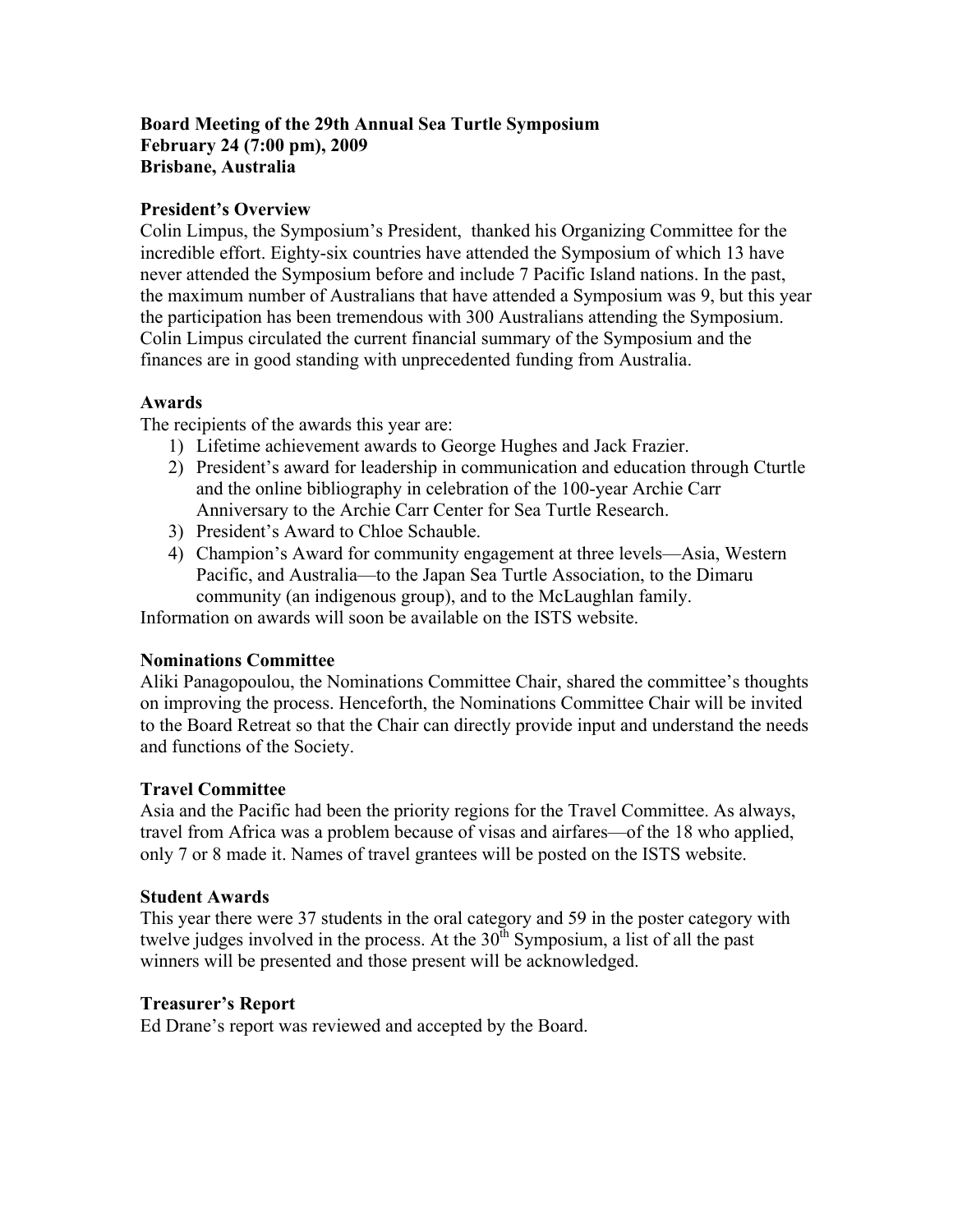**Board Meeting of the 29th Annual Sea Turtle Symposium**
**February 24 (7:00 pm), 2009**
**Brisbane, Australia**

**President's Overview**

Colin Limpus, the Symposium's President, thanked his Organizing Committee for the incredible effort. Eighty-six countries have attended the Symposium of which 13 have never attended the Symposium before and include 7 Pacific Island nations. In the past, the maximum number of Australians that have attended a Symposium was 9, but this year the participation has been tremendous with 300 Australians attending the Symposium. Colin Limpus circulated the current financial summary of the Symposium and the finances are in good standing with unprecedented funding from Australia.

**Awards**

The recipients of the awards this year are:

1) Lifetime achievement awards to George Hughes and Jack Frazier.
2) President's award for leadership in communication and education through Cturtle and the online bibliography in celebration of the 100-year Archie Carr Anniversary to the Archie Carr Center for Sea Turtle Research.
3) President's Award to Chloe Schauble.
4) Champion's Award for community engagement at three levels—Asia, Western Pacific, and Australia—to the Japan Sea Turtle Association, to the Dimaru community (an indigenous group), and to the McLaughlan family.

Information on awards will soon be available on the ISTS website.

**Nominations Committee**

Aliki Panagopoulou, the Nominations Committee Chair, shared the committee's thoughts on improving the process. Henceforth, the Nominations Committee Chair will be invited to the Board Retreat so that the Chair can directly provide input and understand the needs and functions of the Society.

**Travel Committee**

Asia and the Pacific had been the priority regions for the Travel Committee. As always, travel from Africa was a problem because of visas and airfares—of the 18 who applied, only 7 or 8 made it. Names of travel grantees will be posted on the ISTS website.

**Student Awards**

This year there were 37 students in the oral category and 59 in the poster category with twelve judges involved in the process. At the 30th Symposium, a list of all the past winners will be presented and those present will be acknowledged.

**Treasurer's Report**

Ed Drane's report was reviewed and accepted by the Board.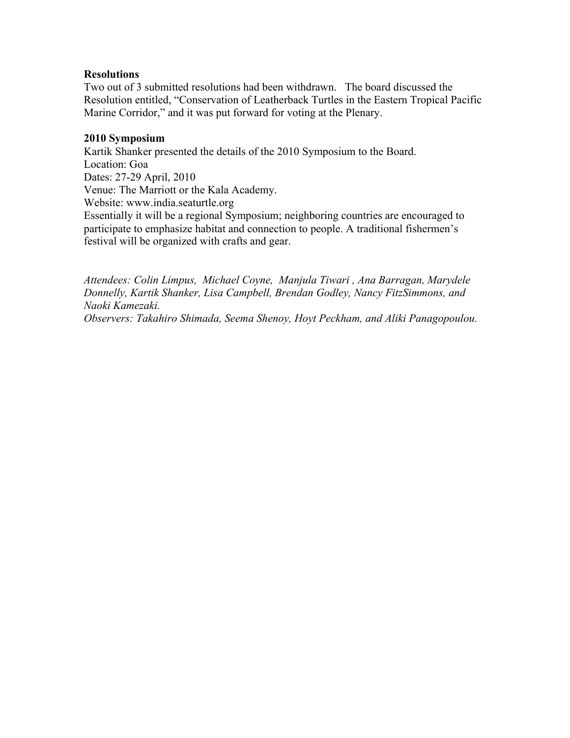**Resolutions**

Two out of 3 submitted resolutions had been withdrawn. The board discussed the Resolution entitled, "Conservation of Leatherback Turtles in the Eastern Tropical Pacific Marine Corridor," and it was put forward for voting at the Plenary.

**2010 Symposium**

Kartik Shanker presented the details of the 2010 Symposium to the Board.
Location: Goa
Dates: 27-29 April, 2010
Venue: The Marriott or the Kala Academy.
Website: www.india.seaturtle.org
Essentially it will be a regional Symposium; neighboring countries are encouraged to participate to emphasize habitat and connection to people. A traditional fishermen's festival will be organized with crafts and gear.

*Attendees: Colin Limpus, Michael Coyne, Manjula Tiwari , Ana Barragan, Marydele Donnelly, Kartik Shanker, Lisa Campbell, Brendan Godley, Nancy FitzSimmons, and Naoki Kamezaki.*
*Observers: Takahiro Shimada, Seema Shenoy, Hoyt Peckham, and Aliki Panagopoulou.*